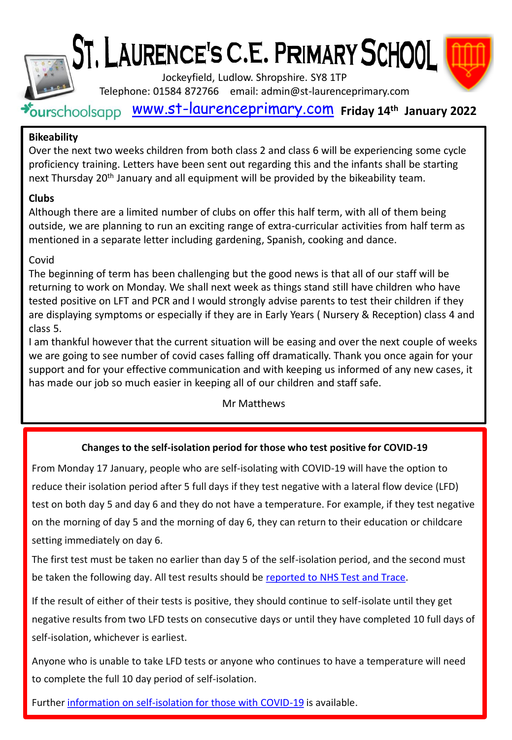# St. Laurence's C.E. Primary School

Jockeyfield, Ludlow. Shropshire. SY8 1TP

Telephone: 01584 872766 email: admin@st-laurenceprimary.com

ourschoolsapp [www.st-laurenceprimary.com](http://www.st-laurenceprimary.com) **Friday 14th January 2022**

**Bikeability**

Over the next two weeks children from both class 2 and class 6 will be experiencing some cycle proficiency training. Letters have been sent out regarding this and the infants shall be starting next Thursday 20th January and all equipment will be provided by the bikeability team.

**Clubs**

Although there are a limited number of clubs on offer this half term, with all of them being outside, we are planning to run an exciting range of extra-curricular activities from half term as mentioned in a separate letter including gardening, Spanish, cooking and dance.

Covid

The beginning of term has been challenging but the good news is that all of our staff will be returning to work on Monday. We shall next week as things stand still have children who have tested positive on LFT and PCR and I would strongly advise parents to test their children if they are displaying symptoms or especially if they are in Early Years ( Nursery & Reception) class 4 and class 5.

I am thankful however that the current situation will be easing and over the next couple of weeks we are going to see number of covid cases falling off dramatically. Thank you once again for your support and for your effective communication and with keeping us informed of any new cases, it has made our job so much easier in keeping all of our children and staff safe.

Mr Matthews

**Changes to the self-isolation period for those who test positive for COVID-19**

From Monday 17 January, people who are self-isolating with COVID-19 will have the option to reduce their isolation period after 5 full days if they test negative with a lateral flow device (LFD) test on both day 5 and day 6 and they do not have a temperature. For example, if they test negative on the morning of day 5 and the morning of day 6, they can return to their education or childcare setting immediately on day 6.

The first test must be taken no earlier than day 5 of the self-isolation period, and the second must be taken the following day. All test results should be reported to NHS Test and Trace.

If the result of either of their tests is positive, they should continue to self-isolate until they get negative results from two LFD tests on consecutive days or until they have completed 10 full days of self-isolation, whichever is earliest.

Anyone who is unable to take LFD tests or anyone who continues to have a temperature will need to complete the full 10 day period of self-isolation.

Further information on self-isolation for those with COVID-19 is available.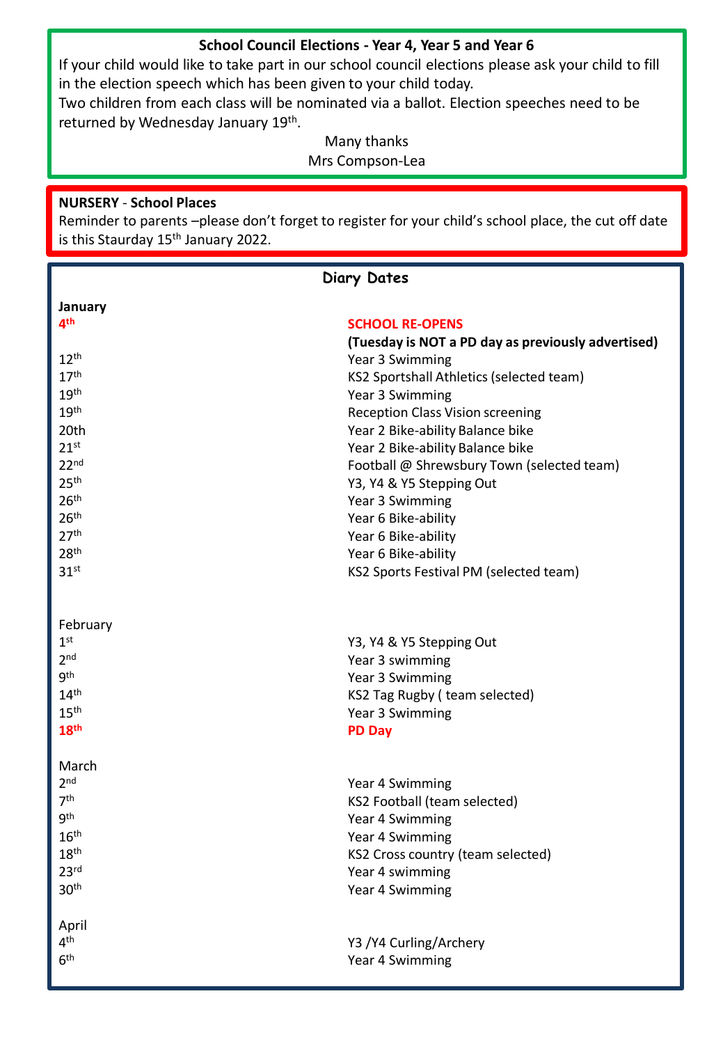**School Council Elections - Year 4, Year 5 and Year 6**

If your child would like to take part in our school council elections please ask your child to fill in the election speech which has been given to your child today.

Two children from each class will be nominated via a ballot. Election speeches need to be returned by Wednesday January 19th.

Many thanks

Mrs Compson-Lea

**NURSERY - School Places**

Reminder to parents –please don't forget to register for your child's school place, the cut off date is this Staurday 15th January 2022.

## Diary Dates

| | |
|---|---|
| **January** | |
| **4th** | **SCHOOL RE-OPENS** |
| | **(Tuesday is NOT a PD day as previously advertised)** |
| 12th | Year 3 Swimming |
| 17th | KS2 Sportshall Athletics (selected team) |
| 19th | Year 3 Swimming |
| 19th | Reception Class Vision screening |
| 20th | Year 2 Bike-ability Balance bike |
| 21st | Year 2 Bike-ability Balance bike |
| 22nd | Football @ Shrewsbury Town (selected team) |
| 25th | Y3, Y4 & Y5 Stepping Out |
| 26th | Year 3 Swimming |
| 26th | Year 6 Bike-ability |
| 27th | Year 6 Bike-ability |
| 28th | Year 6 Bike-ability |
| 31st | KS2 Sports Festival PM (selected team) |
| February | |
| 1st | Y3, Y4 & Y5 Stepping Out |
| 2nd | Year 3 swimming |
| 9th | Year 3 Swimming |
| 14th | KS2 Tag Rugby ( team selected) |
| 15th | Year 3 Swimming |
| **18th** | **PD Day** |
| March | |
| 2nd | Year 4 Swimming |
| 7th | KS2 Football (team selected) |
| 9th | Year 4 Swimming |
| 16th | Year 4 Swimming |
| 18th | KS2 Cross country (team selected) |
| 23rd | Year 4 swimming |
| 30th | Year 4 Swimming |
| April | |
| 4th | Y3 /Y4 Curling/Archery |
| 6th | Year 4 Swimming |